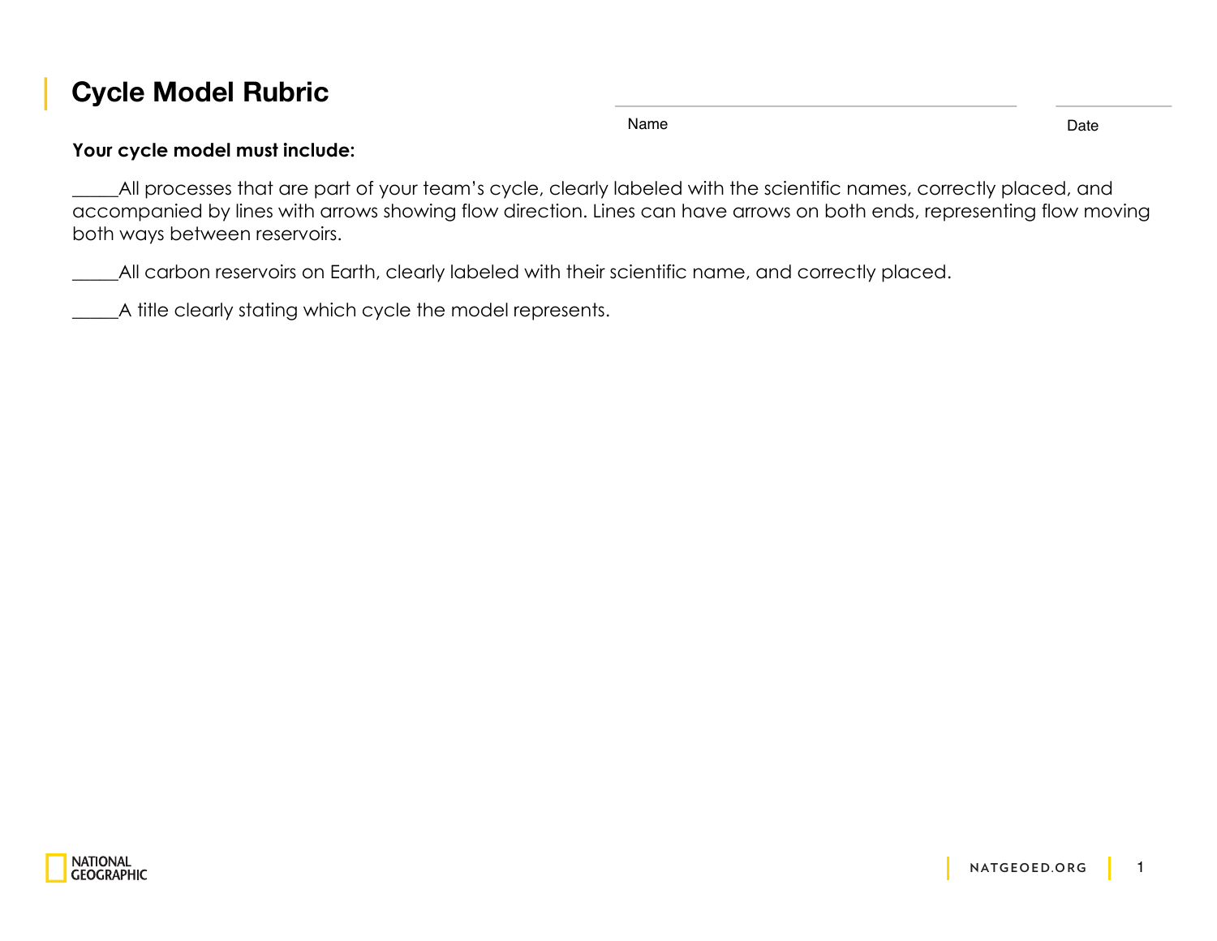# Cycle Model Rubric

Name _______________ Date _______

**Your cycle model must include:**

_____All processes that are part of your team's cycle, clearly labeled with the scientific names, correctly placed, and accompanied by lines with arrows showing flow direction. Lines can have arrows on both ends, representing flow moving both ways between reservoirs.

_____All carbon reservoirs on Earth, clearly labeled with their scientific name, and correctly placed.

_____A title clearly stating which cycle the model represents.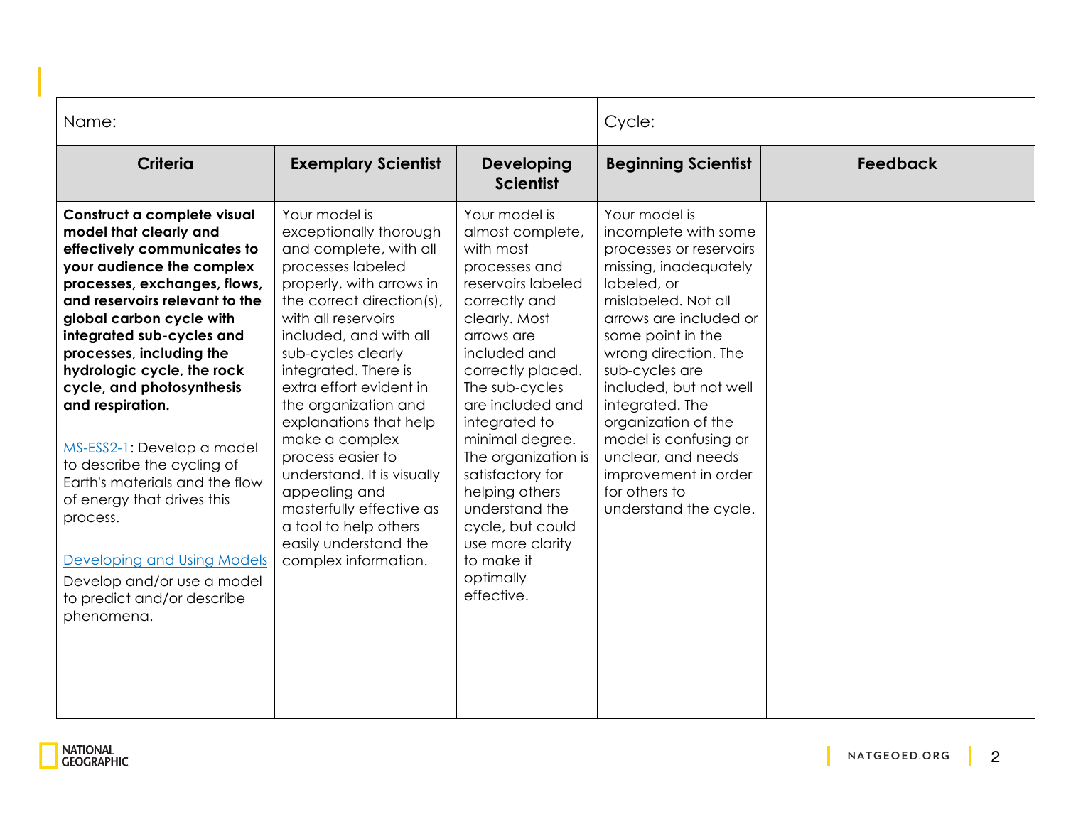| Name: | | | Cycle: | |
|---|---|---|---|---|
| **Criteria** | **Exemplary Scientist** | **Developing Scientist** | **Beginning Scientist** | **Feedback** |
| **Construct a complete visual model that clearly and effectively communicates to your audience the complex processes, exchanges, flows, and reservoirs relevant to the global carbon cycle with integrated sub-cycles and processes, including the hydrologic cycle, the rock cycle, and photosynthesis and respiration.**<br><br>MS-ESS2-1: Develop a model to describe the cycling of Earth's materials and the flow of energy that drives this process.<br><br>Developing and Using Models<br>Develop and/or use a model to predict and/or describe phenomena. | Your model is exceptionally thorough and complete, with all processes labeled properly, with arrows in the correct direction(s), with all reservoirs included, and with all sub-cycles clearly integrated. There is extra effort evident in the organization and explanations that help make a complex process easier to understand. It is visually appealing and masterfully effective as a tool to help others easily understand the complex information. | Your model is almost complete, with most processes and reservoirs labeled correctly and clearly. Most arrows are included and correctly placed. The sub-cycles are included and integrated to minimal degree. The organization is satisfactory for helping others understand the cycle, but could use more clarity to make it optimally effective. | Your model is incomplete with some processes or reservoirs missing, inadequately labeled, or mislabeled. Not all arrows are included or some point in the wrong direction. The sub-cycles are included, but not well integrated. The organization of the model is confusing or unclear, and needs improvement in order for others to understand the cycle. | |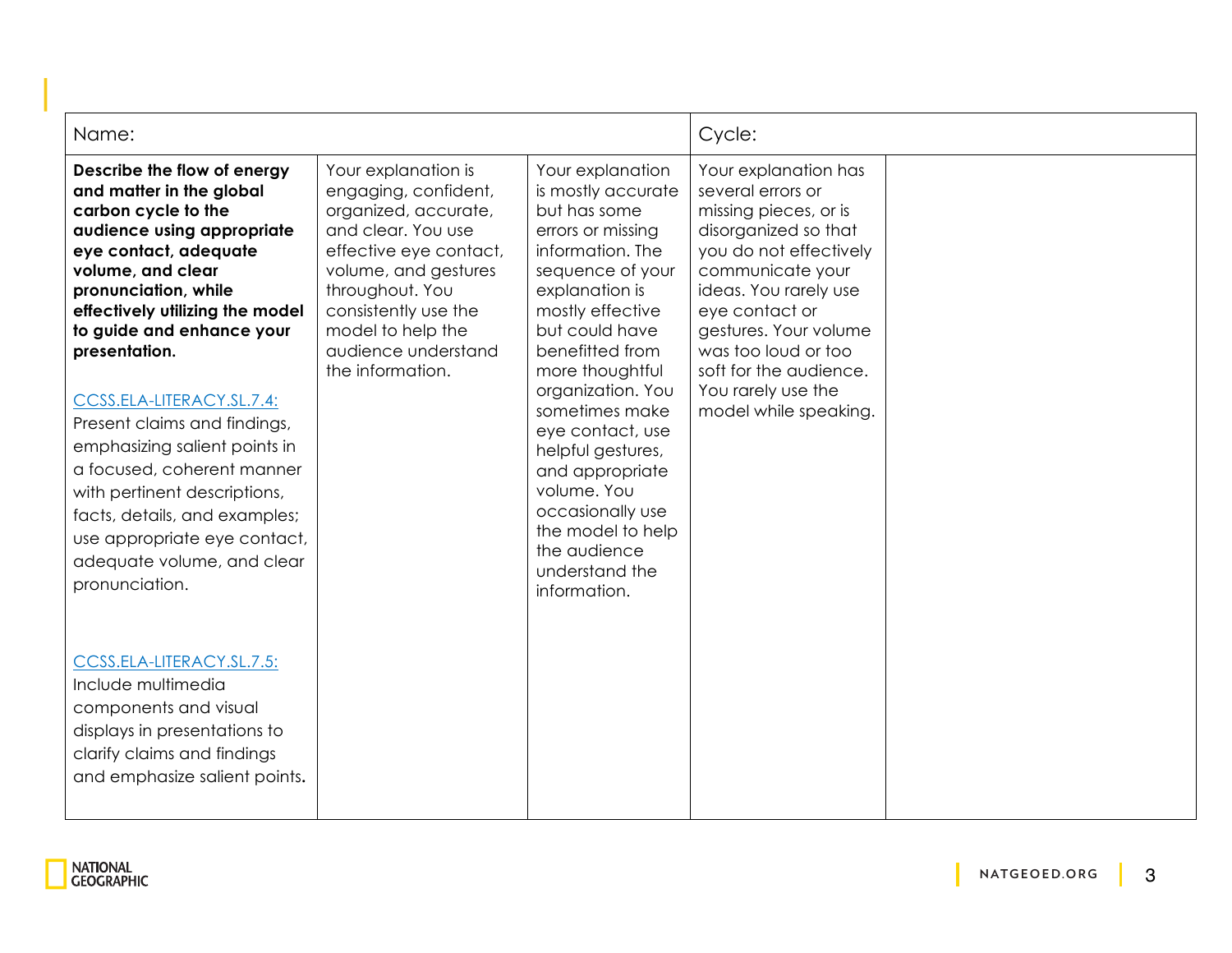| Name: | | | Cycle: | |
|---|---|---|---|---|
| **Describe the flow of energy and matter in the global carbon cycle to the audience using appropriate eye contact, adequate volume, and clear pronunciation, while effectively utilizing the model to guide and enhance your presentation.**<br><br>CCSS.ELA-LITERACY.SL.7.4: Present claims and findings, emphasizing salient points in a focused, coherent manner with pertinent descriptions, facts, details, and examples; use appropriate eye contact, adequate volume, and clear pronunciation.<br><br>CCSS.ELA-LITERACY.SL.7.5: Include multimedia components and visual displays in presentations to clarify claims and findings and emphasize salient points. | Your explanation is engaging, confident, organized, accurate, and clear. You use effective eye contact, volume, and gestures throughout. You consistently use the model to help the audience understand the information. | Your explanation is mostly accurate but has some errors or missing information. The sequence of your explanation is mostly effective but could have benefitted from more thoughtful organization. You sometimes make eye contact, use helpful gestures, and appropriate volume. You occasionally use the model to help the audience understand the information. | Your explanation has several errors or missing pieces, or is disorganized so that you do not effectively communicate your ideas. You rarely use eye contact or gestures. Your volume was too loud or too soft for the audience. You rarely use the model while speaking. | |